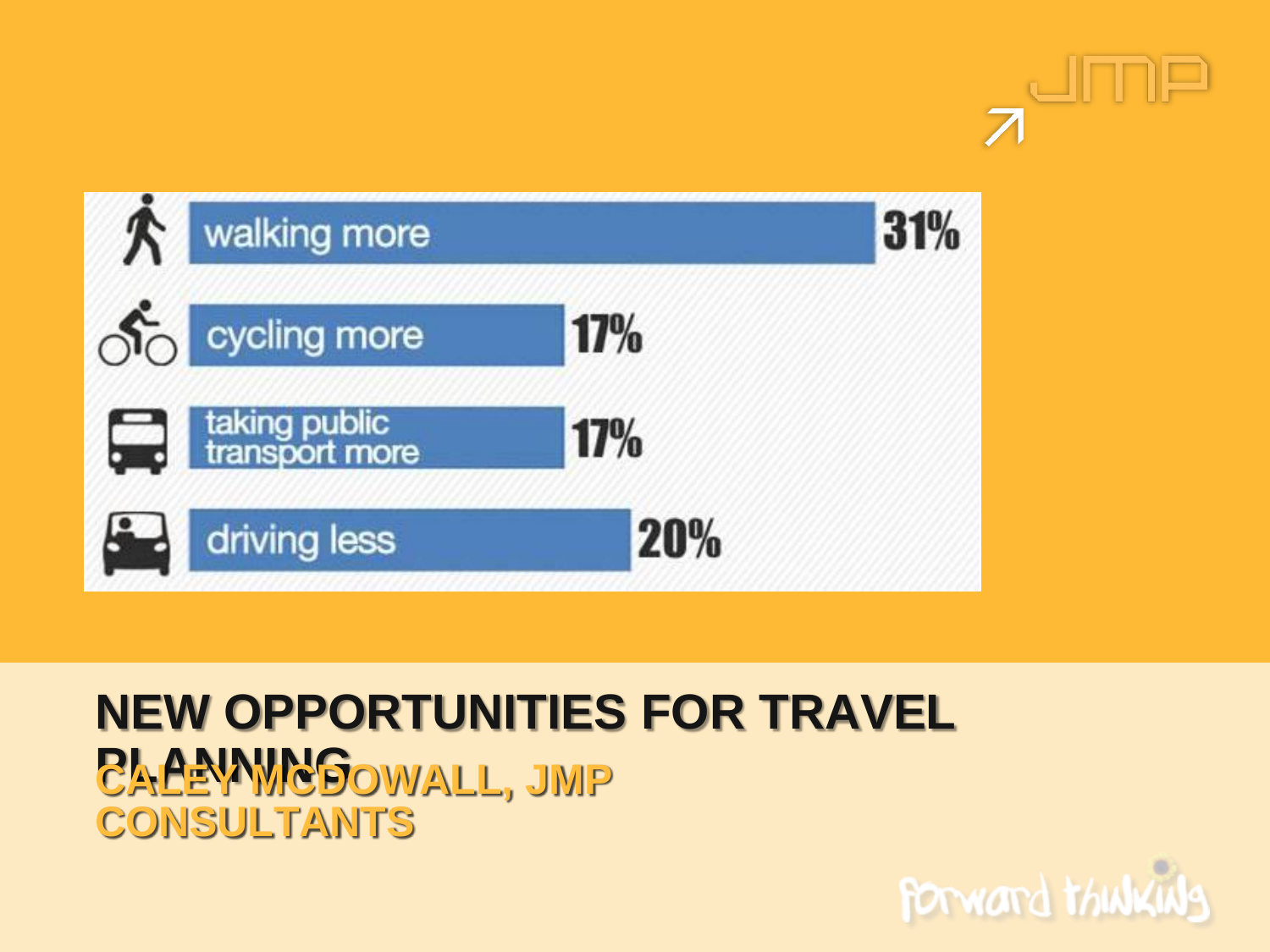| | |
|---|---|
| walking more | 31% |
| cycling more | 17% |
| taking public transport more | 17% |
| driving less | 20% |

# NEW OPPORTUNITIES FOR TRAVEL PLANNING

## CALEY MCDOWALL, JMP CONSULTANTS

forward thinking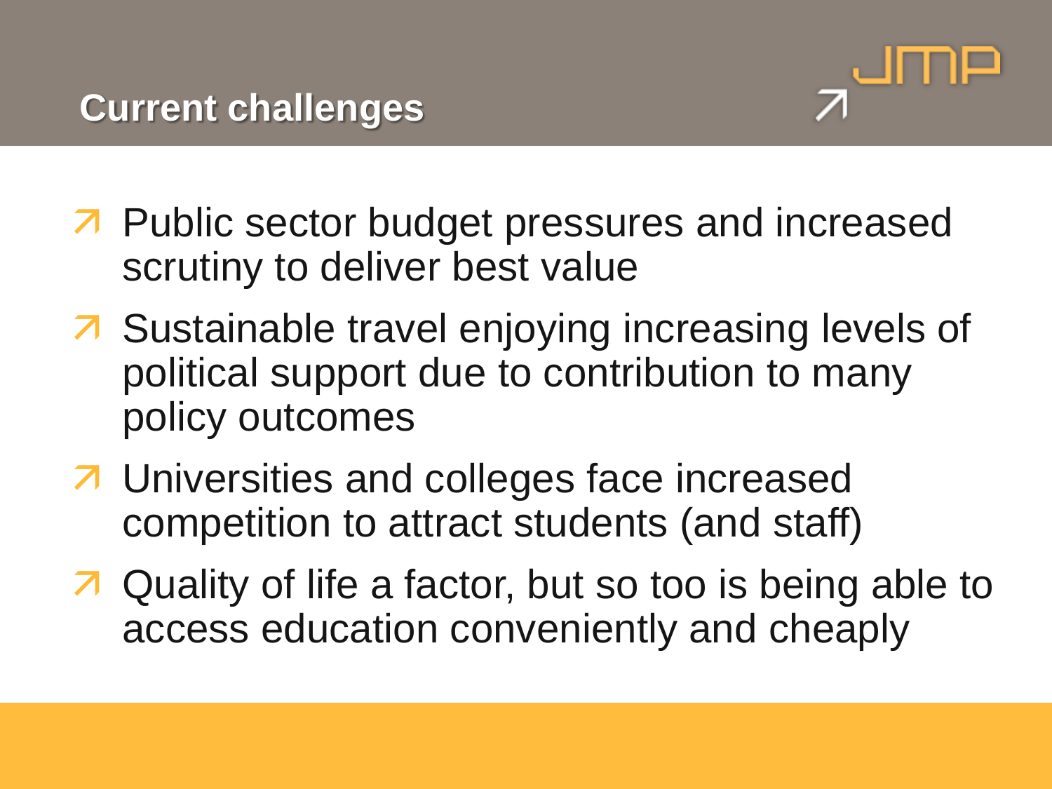## Current challenges

- Public sector budget pressures and increased scrutiny to deliver best value
- Sustainable travel enjoying increasing levels of political support due to contribution to many policy outcomes
- Universities and colleges face increased competition to attract students (and staff)
- Quality of life a factor, but so too is being able to access education conveniently and cheaply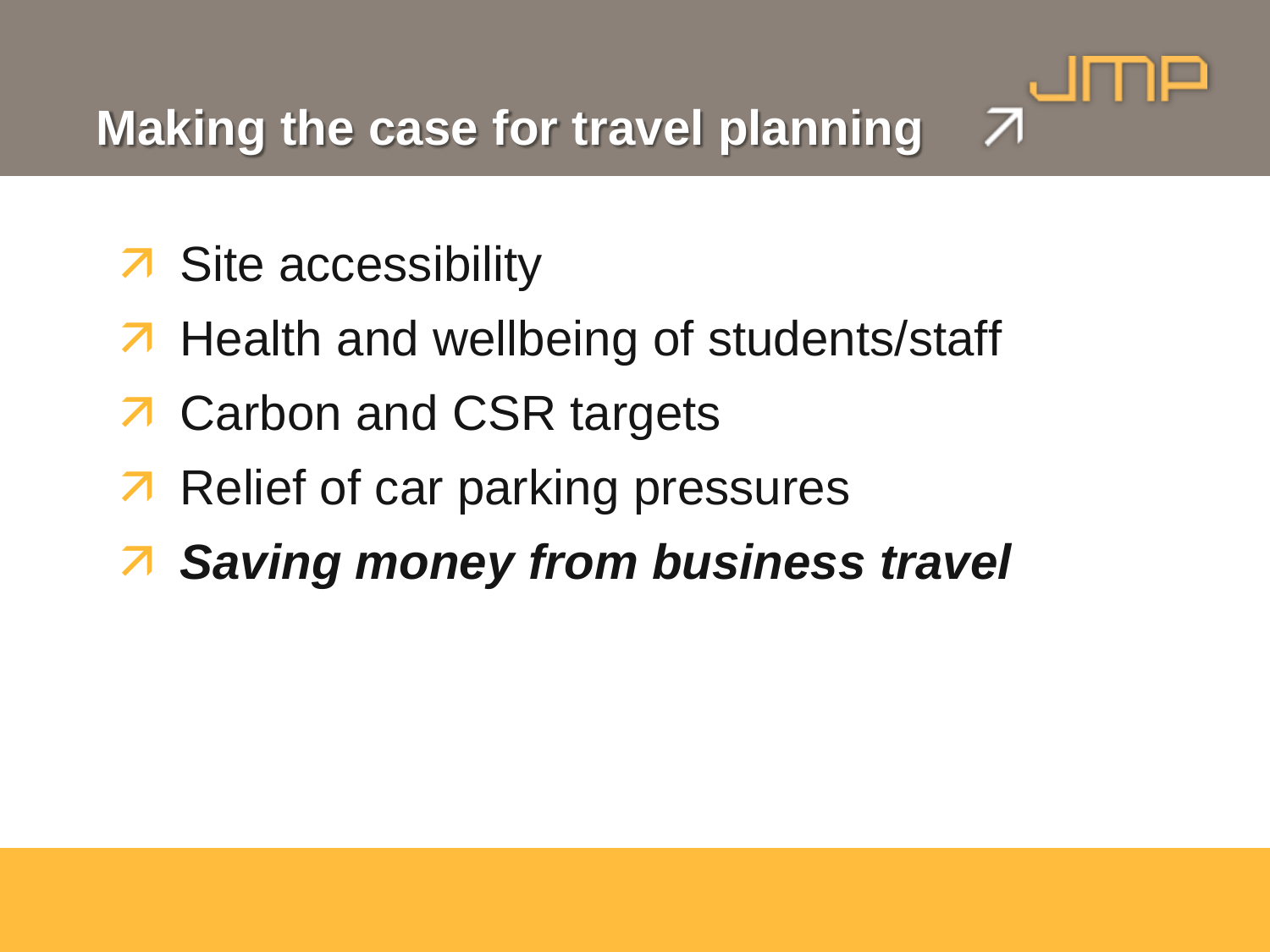# Making the case for travel planning

- Site accessibility
- Health and wellbeing of students/staff
- Carbon and CSR targets
- Relief of car parking pressures
- ***Saving money from business travel***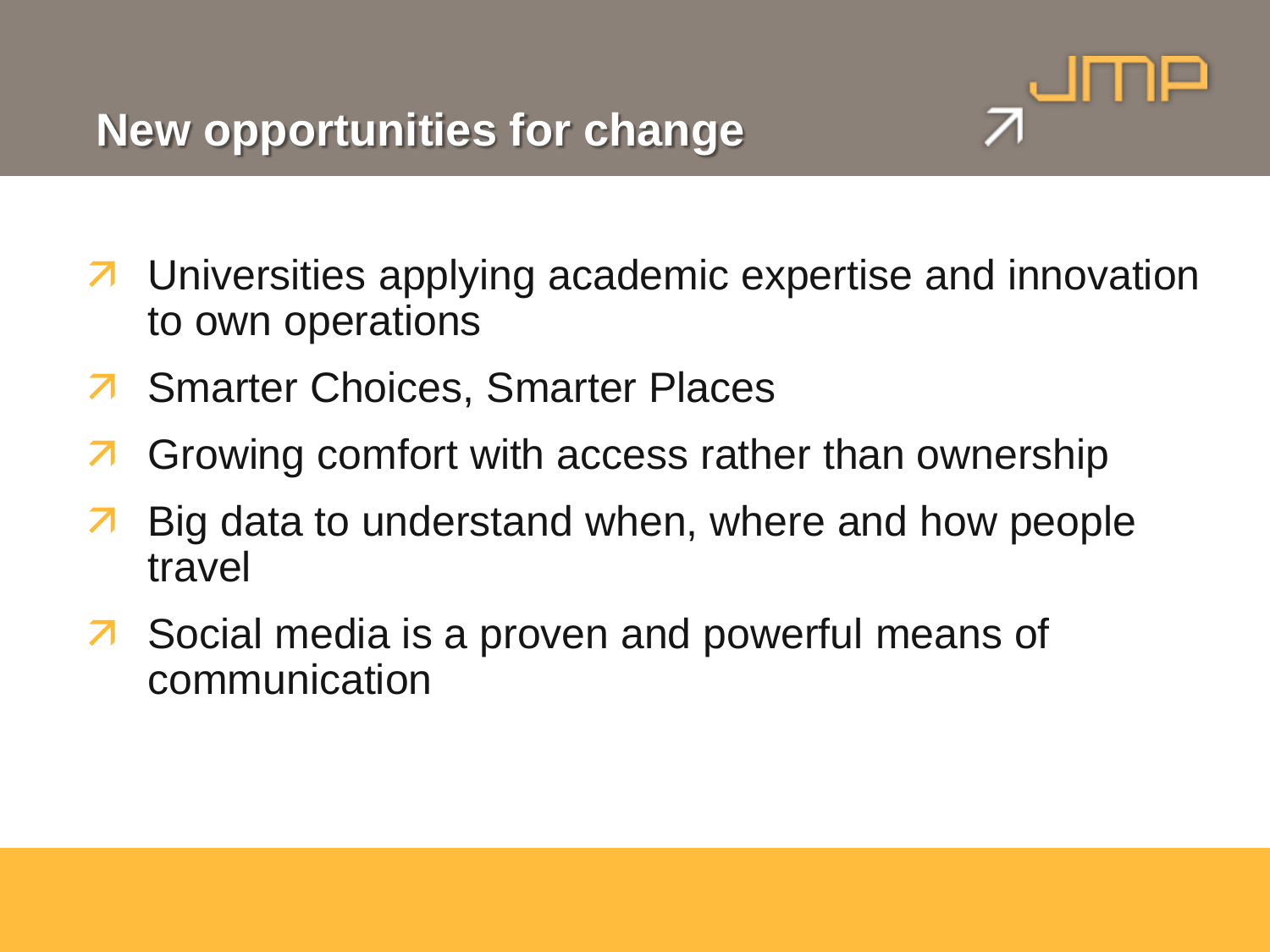## New opportunities for change

- Universities applying academic expertise and innovation to own operations
- Smarter Choices, Smarter Places
- Growing comfort with access rather than ownership
- Big data to understand when, where and how people travel
- Social media is a proven and powerful means of communication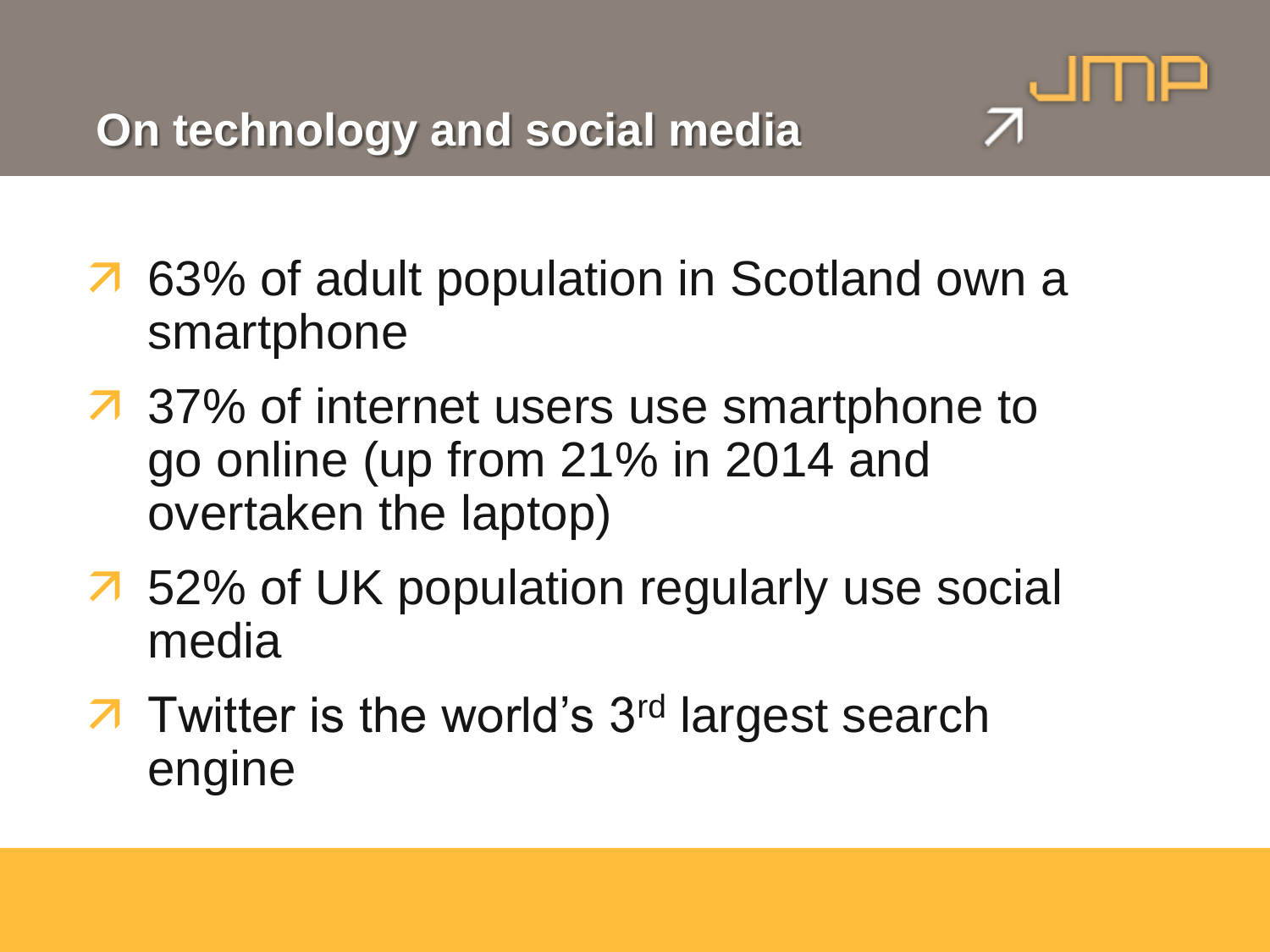## On technology and social media

- 63% of adult population in Scotland own a smartphone
- 37% of internet users use smartphone to go online (up from 21% in 2014 and overtaken the laptop)
- 52% of UK population regularly use social media
- Twitter is the world's 3rd largest search engine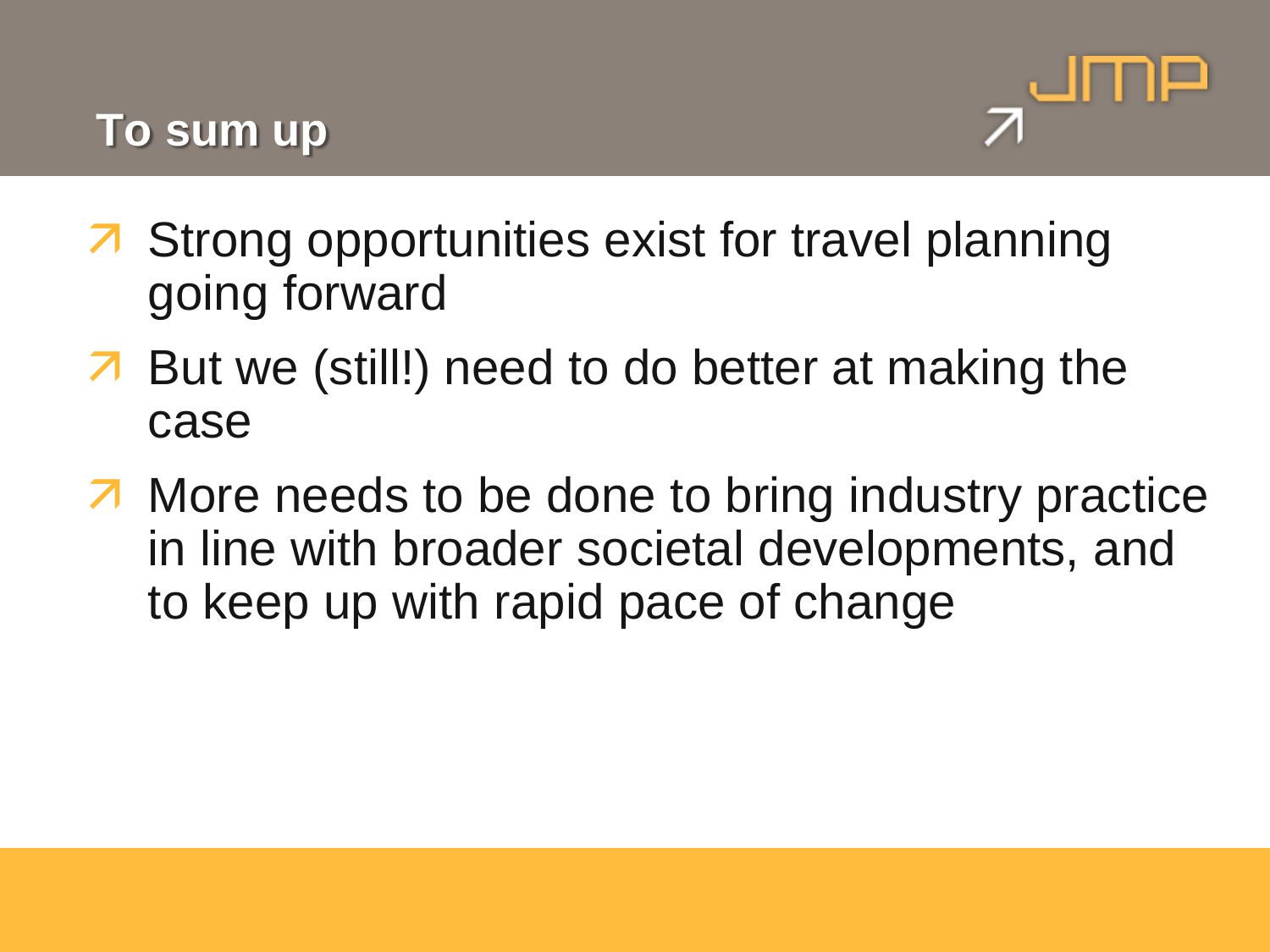# To sum up

- Strong opportunities exist for travel planning going forward
- But we (still!) need to do better at making the case
- More needs to be done to bring industry practice in line with broader societal developments, and to keep up with rapid pace of change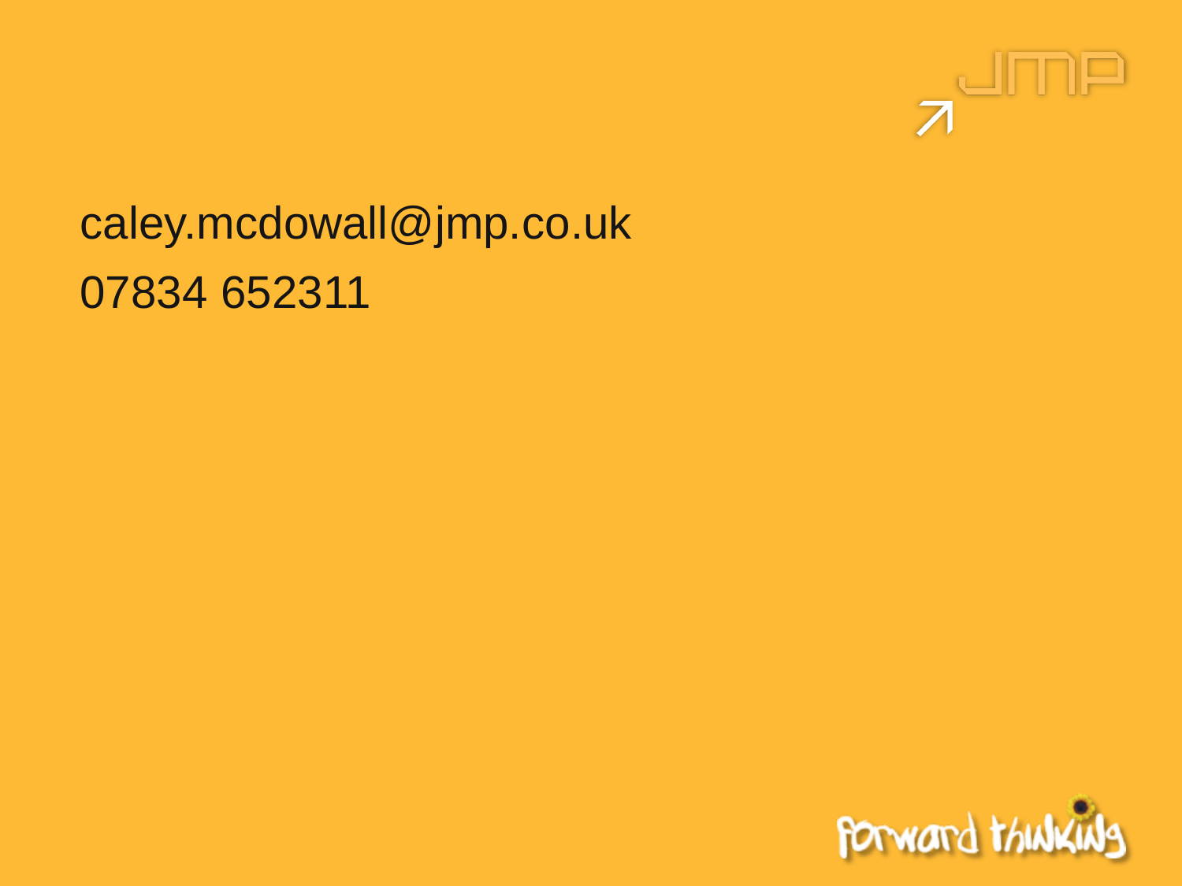caley.mcdowall@jmp.co.uk

07834 652311